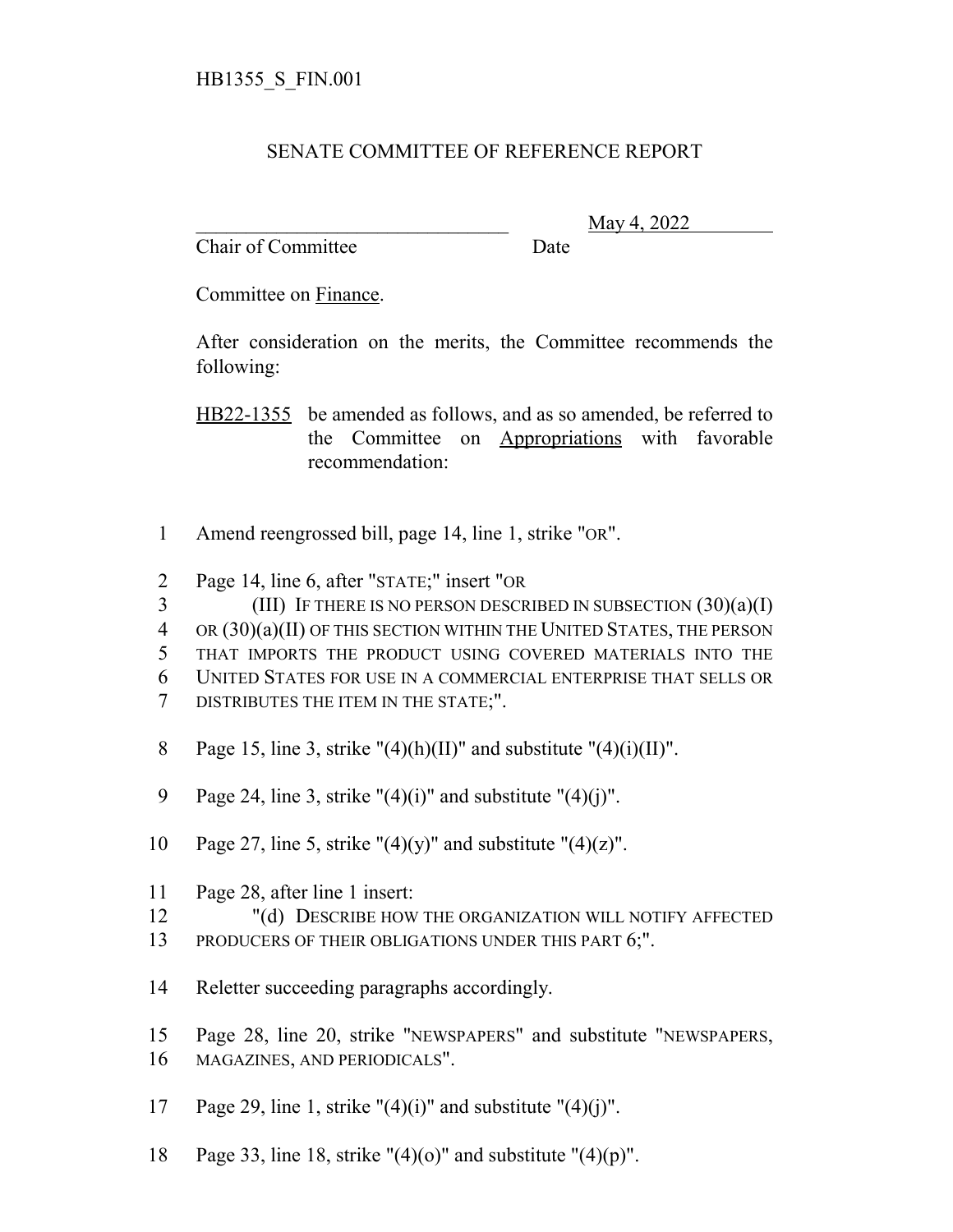HB1355_S_FIN.001

# SENATE COMMITTEE OF REFERENCE REPORT

_______________________________ May 4, 2022
Chair of Committee Date

Committee on Finance.

After consideration on the merits, the Committee recommends the following:

HB22-1355 be amended as follows, and as so amended, be referred to the Committee on Appropriations with favorable recommendation:

1 Amend reengrossed bill, page 14, line 1, strike "OR".

2 Page 14, line 6, after "STATE;" insert "OR
3 (III) IF THERE IS NO PERSON DESCRIBED IN SUBSECTION (30)(a)(I)
4 OR (30)(a)(II) OF THIS SECTION WITHIN THE UNITED STATES, THE PERSON
5 THAT IMPORTS THE PRODUCT USING COVERED MATERIALS INTO THE
6 UNITED STATES FOR USE IN A COMMERCIAL ENTERPRISE THAT SELLS OR
7 DISTRIBUTES THE ITEM IN THE STATE;".

8 Page 15, line 3, strike "(4)(h)(II)" and substitute "(4)(i)(II)".

9 Page 24, line 3, strike "(4)(i)" and substitute "(4)(j)".

10 Page 27, line 5, strike "(4)(y)" and substitute "(4)(z)".

11 Page 28, after line 1 insert:
12 "(d) DESCRIBE HOW THE ORGANIZATION WILL NOTIFY AFFECTED
13 PRODUCERS OF THEIR OBLIGATIONS UNDER THIS PART 6;".

14 Reletter succeeding paragraphs accordingly.

15 Page 28, line 20, strike "NEWSPAPERS" and substitute "NEWSPAPERS,
16 MAGAZINES, AND PERIODICALS".

17 Page 29, line 1, strike "(4)(i)" and substitute "(4)(j)".

18 Page 33, line 18, strike "(4)(o)" and substitute "(4)(p)".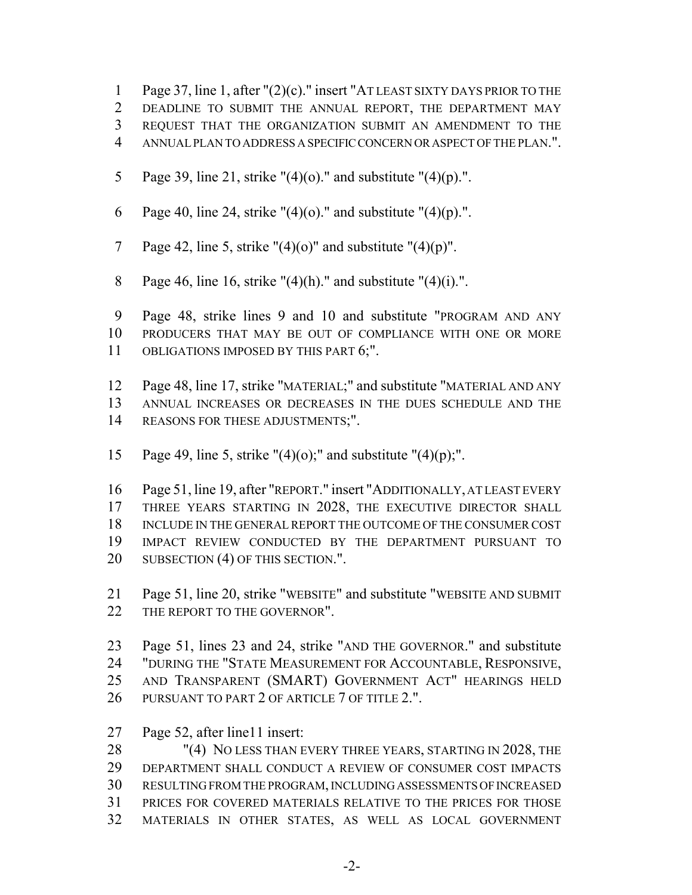Page 37, line 1, after "(2)(c)." insert "AT LEAST SIXTY DAYS PRIOR TO THE DEADLINE TO SUBMIT THE ANNUAL REPORT, THE DEPARTMENT MAY REQUEST THAT THE ORGANIZATION SUBMIT AN AMENDMENT TO THE ANNUAL PLAN TO ADDRESS A SPECIFIC CONCERN OR ASPECT OF THE PLAN.".

Page 39, line 21, strike "(4)(o)." and substitute "(4)(p).".

Page 40, line 24, strike "(4)(o)." and substitute "(4)(p).".

Page 42, line 5, strike "(4)(o)" and substitute "(4)(p)".

Page 46, line 16, strike "(4)(h)." and substitute "(4)(i).".

Page 48, strike lines 9 and 10 and substitute "PROGRAM AND ANY PRODUCERS THAT MAY BE OUT OF COMPLIANCE WITH ONE OR MORE OBLIGATIONS IMPOSED BY THIS PART 6;".

Page 48, line 17, strike "MATERIAL;" and substitute "MATERIAL AND ANY ANNUAL INCREASES OR DECREASES IN THE DUES SCHEDULE AND THE REASONS FOR THESE ADJUSTMENTS;".

Page 49, line 5, strike "(4)(o);" and substitute "(4)(p);".

Page 51, line 19, after "REPORT." insert "ADDITIONALLY, AT LEAST EVERY THREE YEARS STARTING IN 2028, THE EXECUTIVE DIRECTOR SHALL INCLUDE IN THE GENERAL REPORT THE OUTCOME OF THE CONSUMER COST IMPACT REVIEW CONDUCTED BY THE DEPARTMENT PURSUANT TO SUBSECTION (4) OF THIS SECTION.".

Page 51, line 20, strike "WEBSITE" and substitute "WEBSITE AND SUBMIT THE REPORT TO THE GOVERNOR".

Page 51, lines 23 and 24, strike "AND THE GOVERNOR." and substitute "DURING THE "STATE MEASUREMENT FOR ACCOUNTABLE, RESPONSIVE, AND TRANSPARENT (SMART) GOVERNMENT ACT" HEARINGS HELD PURSUANT TO PART 2 OF ARTICLE 7 OF TITLE 2.".

Page 52, after line11 insert:

"(4) NO LESS THAN EVERY THREE YEARS, STARTING IN 2028, THE DEPARTMENT SHALL CONDUCT A REVIEW OF CONSUMER COST IMPACTS RESULTING FROM THE PROGRAM, INCLUDING ASSESSMENTS OF INCREASED PRICES FOR COVERED MATERIALS RELATIVE TO THE PRICES FOR THOSE MATERIALS IN OTHER STATES, AS WELL AS LOCAL GOVERNMENT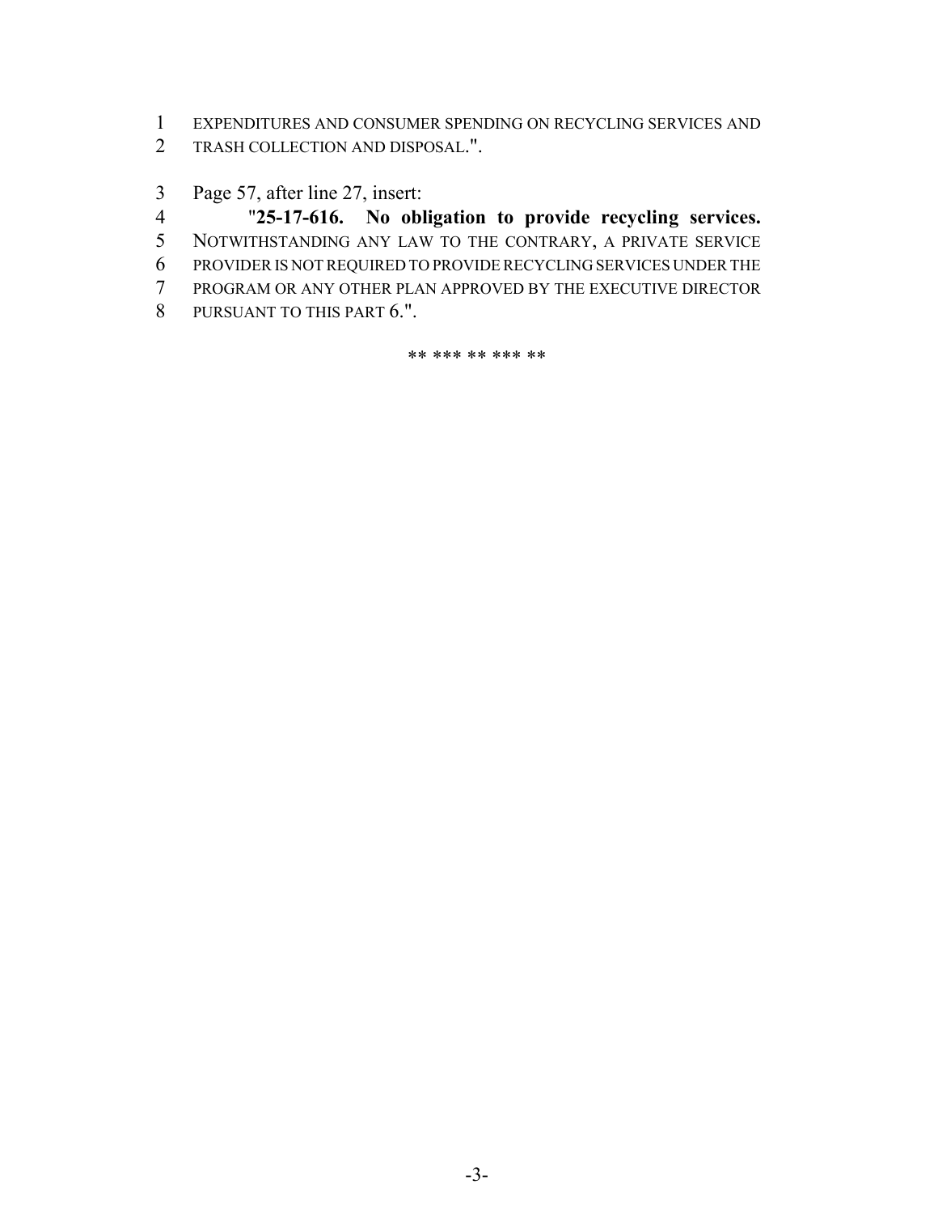1 EXPENDITURES AND CONSUMER SPENDING ON RECYCLING SERVICES AND
2 TRASH COLLECTION AND DISPOSAL.".

3 Page 57, after line 27, insert:

4 "**25-17-616. No obligation to provide recycling services.**
5 NOTWITHSTANDING ANY LAW TO THE CONTRARY, A PRIVATE SERVICE
6 PROVIDER IS NOT REQUIRED TO PROVIDE RECYCLING SERVICES UNDER THE
7 PROGRAM OR ANY OTHER PLAN APPROVED BY THE EXECUTIVE DIRECTOR
8 PURSUANT TO THIS PART 6.".

** *** ** *** **